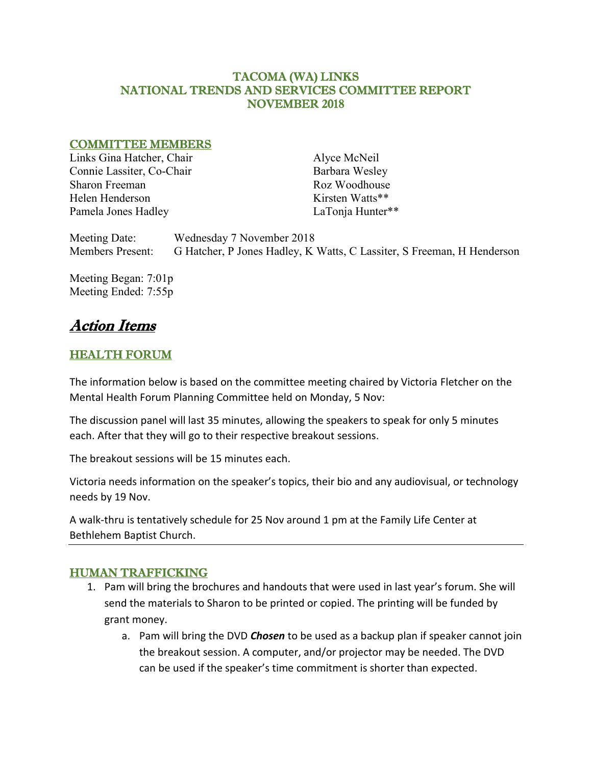# TACOMA (WA) LINKS
# NATIONAL TRENDS AND SERVICES COMMITTEE REPORT
# NOVEMBER 2018

## COMMITTEE MEMBERS

Links Gina Hatcher, Chair
Connie Lassiter, Co-Chair
Sharon Freeman
Helen Henderson
Pamela Jones Hadley
Alyce McNeil
Barbara Wesley
Roz Woodhouse
Kirsten Watts**
LaTonja Hunter**

Meeting Date: Wednesday 7 November 2018
Members Present: G Hatcher, P Jones Hadley, K Watts, C Lassiter, S Freeman, H Henderson

Meeting Began: 7:01p
Meeting Ended: 7:55p

# *Action Items*

## HEALTH FORUM

The information below is based on the committee meeting chaired by Victoria Fletcher on the Mental Health Forum Planning Committee held on Monday, 5 Nov:

The discussion panel will last 35 minutes, allowing the speakers to speak for only 5 minutes each. After that they will go to their respective breakout sessions.

The breakout sessions will be 15 minutes each.

Victoria needs information on the speaker's topics, their bio and any audiovisual, or technology needs by 19 Nov.

A walk-thru is tentatively schedule for 25 Nov around 1 pm at the Family Life Center at Bethlehem Baptist Church.

---

## HUMAN TRAFFICKING

1. Pam will bring the brochures and handouts that were used in last year's forum. She will send the materials to Sharon to be printed or copied. The printing will be funded by grant money.
   a. Pam will bring the DVD ***Chosen*** to be used as a backup plan if speaker cannot join the breakout session. A computer, and/or projector may be needed. The DVD can be used if the speaker's time commitment is shorter than expected.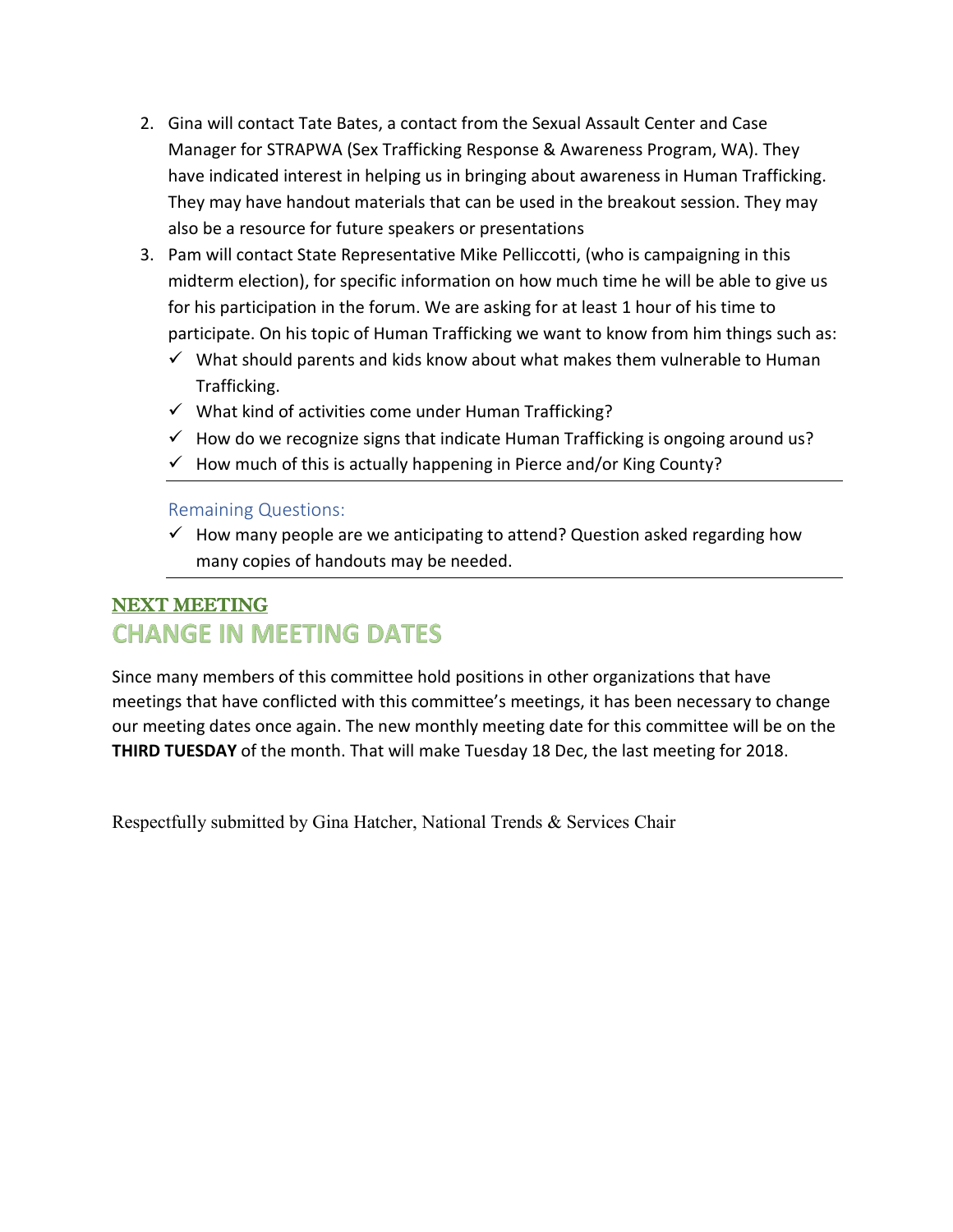2. Gina will contact Tate Bates, a contact from the Sexual Assault Center and Case Manager for STRAPWA (Sex Trafficking Response & Awareness Program, WA). They have indicated interest in helping us in bringing about awareness in Human Trafficking. They may have handout materials that can be used in the breakout session. They may also be a resource for future speakers or presentations
3. Pam will contact State Representative Mike Pelliccotti, (who is campaigning in this midterm election), for specific information on how much time he will be able to give us for his participation in the forum. We are asking for at least 1 hour of his time to participate. On his topic of Human Trafficking we want to know from him things such as:
   - ✓ What should parents and kids know about what makes them vulnerable to Human Trafficking.
   - ✓ What kind of activities come under Human Trafficking?
   - ✓ How do we recognize signs that indicate Human Trafficking is ongoing around us?
   - ✓ How much of this is actually happening in Pierce and/or King County?

### Remaining Questions:

- ✓ How many people are we anticipating to attend? Question asked regarding how many copies of handouts may be needed.

## NEXT MEETING

## CHANGE IN MEETING DATES

Since many members of this committee hold positions in other organizations that have meetings that have conflicted with this committee's meetings, it has been necessary to change our meeting dates once again. The new monthly meeting date for this committee will be on the **THIRD TUESDAY** of the month. That will make Tuesday 18 Dec, the last meeting for 2018.

Respectfully submitted by Gina Hatcher, National Trends & Services Chair